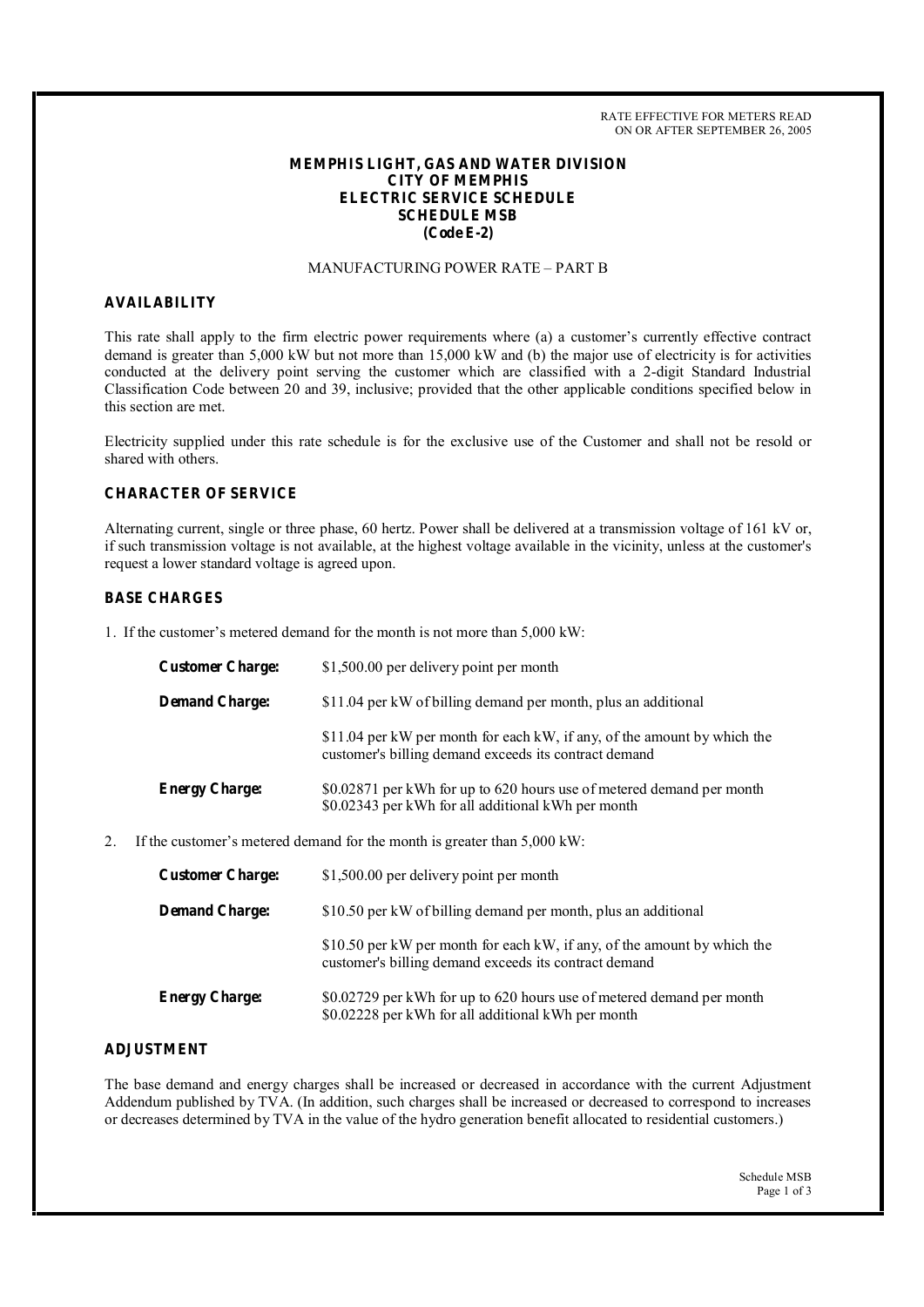RATE EFFECTIVE FOR METERS READ ON OR AFTER SEPTEMBER 26, 2005

# MEMPHIS LIGHT, GAS AND WATER DIVISION
# CITY OF MEMPHIS
# ELECTRIC SERVICE SCHEDULE
# SCHEDULE MSB
# (Code E-2)

MANUFACTURING POWER RATE – PART B

## AVAILABILITY

This rate shall apply to the firm electric power requirements where (a) a customer's currently effective contract demand is greater than 5,000 kW but not more than 15,000 kW and (b) the major use of electricity is for activities conducted at the delivery point serving the customer which are classified with a 2-digit Standard Industrial Classification Code between 20 and 39, inclusive; provided that the other applicable conditions specified below in this section are met.

Electricity supplied under this rate schedule is for the exclusive use of the Customer and shall not be resold or shared with others.

## CHARACTER OF SERVICE

Alternating current, single or three phase, 60 hertz. Power shall be delivered at a transmission voltage of 161 kV or, if such transmission voltage is not available, at the highest voltage available in the vicinity, unless at the customer's request a lower standard voltage is agreed upon.

## BASE CHARGES

1. If the customer's metered demand for the month is not more than 5,000 kW:

| | |
|---|---|
| **Customer Charge:** | $1,500.00 per delivery point per month |
| **Demand Charge:** | $11.04 per kW of billing demand per month, plus an additional |
| | $11.04 per kW per month for each kW, if any, of the amount by which the customer's billing demand exceeds its contract demand |
| **Energy Charge:** | $0.02871 per kWh for up to 620 hours use of metered demand per month<br>$0.02343 per kWh for all additional kWh per month |

2. If the customer's metered demand for the month is greater than 5,000 kW:

| | |
|---|---|
| **Customer Charge:** | $1,500.00 per delivery point per month |
| **Demand Charge:** | $10.50 per kW of billing demand per month, plus an additional |
| | $10.50 per kW per month for each kW, if any, of the amount by which the customer's billing demand exceeds its contract demand |
| **Energy Charge:** | $0.02729 per kWh for up to 620 hours use of metered demand per month<br>$0.02228 per kWh for all additional kWh per month |

## ADJUSTMENT

The base demand and energy charges shall be increased or decreased in accordance with the current Adjustment Addendum published by TVA. (In addition, such charges shall be increased or decreased to correspond to increases or decreases determined by TVA in the value of the hydro generation benefit allocated to residential customers.)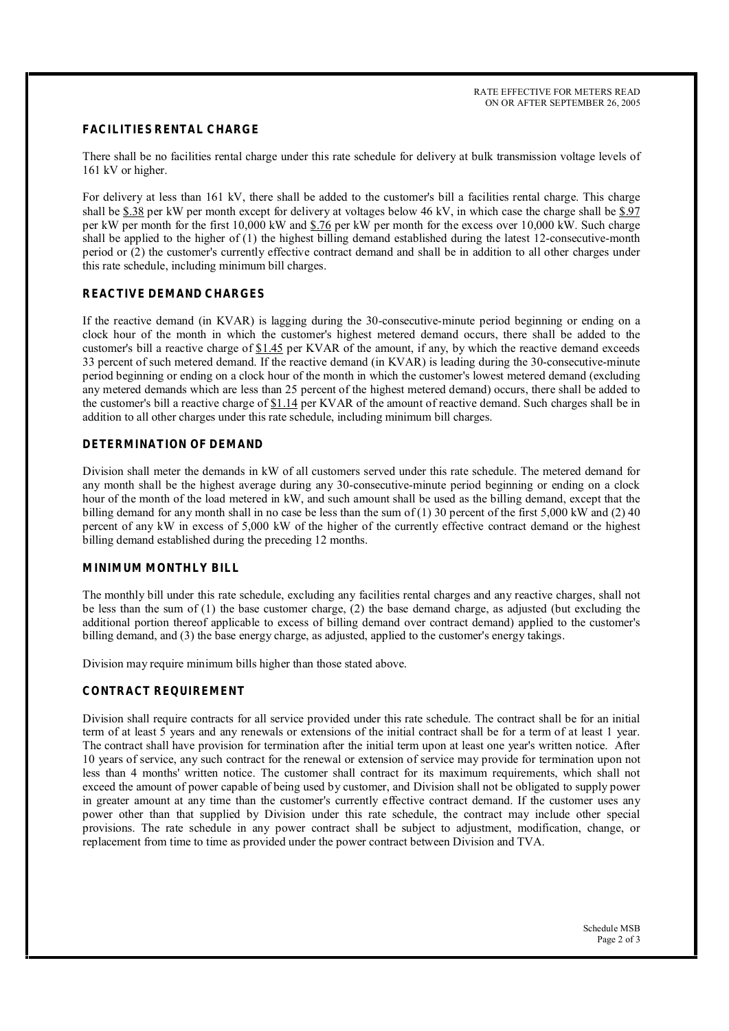RATE EFFECTIVE FOR METERS READ ON OR AFTER SEPTEMBER 26, 2005

## FACILITIES RENTAL CHARGE

There shall be no facilities rental charge under this rate schedule for delivery at bulk transmission voltage levels of 161 kV or higher.

For delivery at less than 161 kV, there shall be added to the customer's bill a facilities rental charge. This charge shall be $.38 per kW per month except for delivery at voltages below 46 kV, in which case the charge shall be $.97 per kW per month for the first 10,000 kW and $.76 per kW per month for the excess over 10,000 kW. Such charge shall be applied to the higher of (1) the highest billing demand established during the latest 12-consecutive-month period or (2) the customer's currently effective contract demand and shall be in addition to all other charges under this rate schedule, including minimum bill charges.

## REACTIVE DEMAND CHARGES

If the reactive demand (in KVAR) is lagging during the 30-consecutive-minute period beginning or ending on a clock hour of the month in which the customer's highest metered demand occurs, there shall be added to the customer's bill a reactive charge of $1.45 per KVAR of the amount, if any, by which the reactive demand exceeds 33 percent of such metered demand. If the reactive demand (in KVAR) is leading during the 30-consecutive-minute period beginning or ending on a clock hour of the month in which the customer's lowest metered demand (excluding any metered demands which are less than 25 percent of the highest metered demand) occurs, there shall be added to the customer's bill a reactive charge of $1.14 per KVAR of the amount of reactive demand. Such charges shall be in addition to all other charges under this rate schedule, including minimum bill charges.

## DETERMINATION OF DEMAND

Division shall meter the demands in kW of all customers served under this rate schedule. The metered demand for any month shall be the highest average during any 30-consecutive-minute period beginning or ending on a clock hour of the month of the load metered in kW, and such amount shall be used as the billing demand, except that the billing demand for any month shall in no case be less than the sum of (1) 30 percent of the first 5,000 kW and (2) 40 percent of any kW in excess of 5,000 kW of the higher of the currently effective contract demand or the highest billing demand established during the preceding 12 months.

## MINIMUM MONTHLY BILL

The monthly bill under this rate schedule, excluding any facilities rental charges and any reactive charges, shall not be less than the sum of (1) the base customer charge, (2) the base demand charge, as adjusted (but excluding the additional portion thereof applicable to excess of billing demand over contract demand) applied to the customer's billing demand, and (3) the base energy charge, as adjusted, applied to the customer's energy takings.

Division may require minimum bills higher than those stated above.

## CONTRACT REQUIREMENT

Division shall require contracts for all service provided under this rate schedule. The contract shall be for an initial term of at least 5 years and any renewals or extensions of the initial contract shall be for a term of at least 1 year. The contract shall have provision for termination after the initial term upon at least one year's written notice. After 10 years of service, any such contract for the renewal or extension of service may provide for termination upon not less than 4 months' written notice. The customer shall contract for its maximum requirements, which shall not exceed the amount of power capable of being used by customer, and Division shall not be obligated to supply power in greater amount at any time than the customer's currently effective contract demand. If the customer uses any power other than that supplied by Division under this rate schedule, the contract may include other special provisions. The rate schedule in any power contract shall be subject to adjustment, modification, change, or replacement from time to time as provided under the power contract between Division and TVA.

Schedule MSB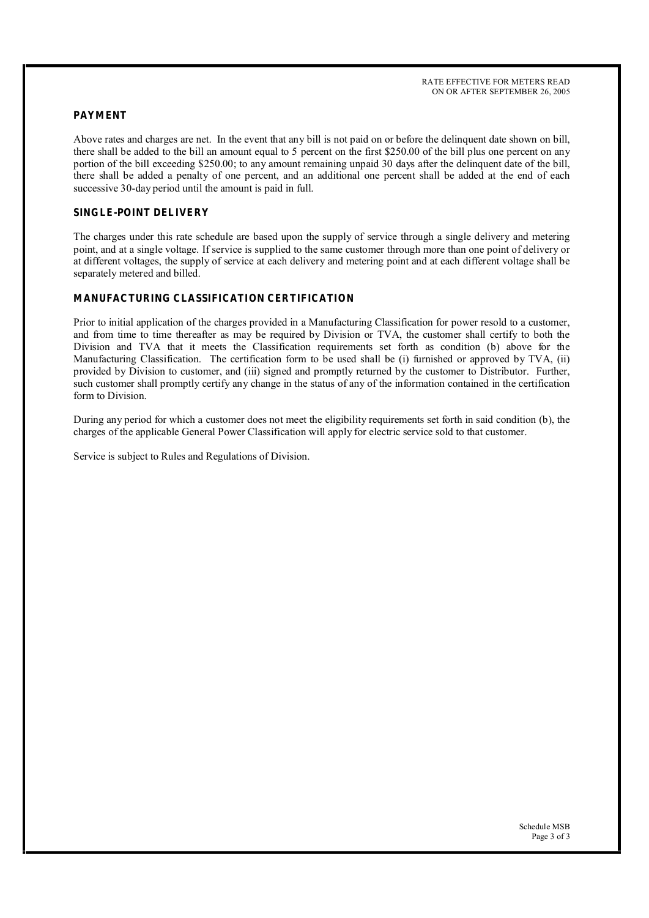RATE EFFECTIVE FOR METERS READ
ON OR AFTER SEPTEMBER 26, 2005

## PAYMENT

Above rates and charges are net. In the event that any bill is not paid on or before the delinquent date shown on bill, there shall be added to the bill an amount equal to 5 percent on the first $250.00 of the bill plus one percent on any portion of the bill exceeding $250.00; to any amount remaining unpaid 30 days after the delinquent date of the bill, there shall be added a penalty of one percent, and an additional one percent shall be added at the end of each successive 30-day period until the amount is paid in full.

## SINGLE-POINT DELIVERY

The charges under this rate schedule are based upon the supply of service through a single delivery and metering point, and at a single voltage. If service is supplied to the same customer through more than one point of delivery or at different voltages, the supply of service at each delivery and metering point and at each different voltage shall be separately metered and billed.

## MANUFACTURING CLASSIFICATION CERTIFICATION

Prior to initial application of the charges provided in a Manufacturing Classification for power resold to a customer, and from time to time thereafter as may be required by Division or TVA, the customer shall certify to both the Division and TVA that it meets the Classification requirements set forth as condition (b) above for the Manufacturing Classification. The certification form to be used shall be (i) furnished or approved by TVA, (ii) provided by Division to customer, and (iii) signed and promptly returned by the customer to Distributor. Further, such customer shall promptly certify any change in the status of any of the information contained in the certification form to Division.

During any period for which a customer does not meet the eligibility requirements set forth in said condition (b), the charges of the applicable General Power Classification will apply for electric service sold to that customer.

Service is subject to Rules and Regulations of Division.

Schedule MSB